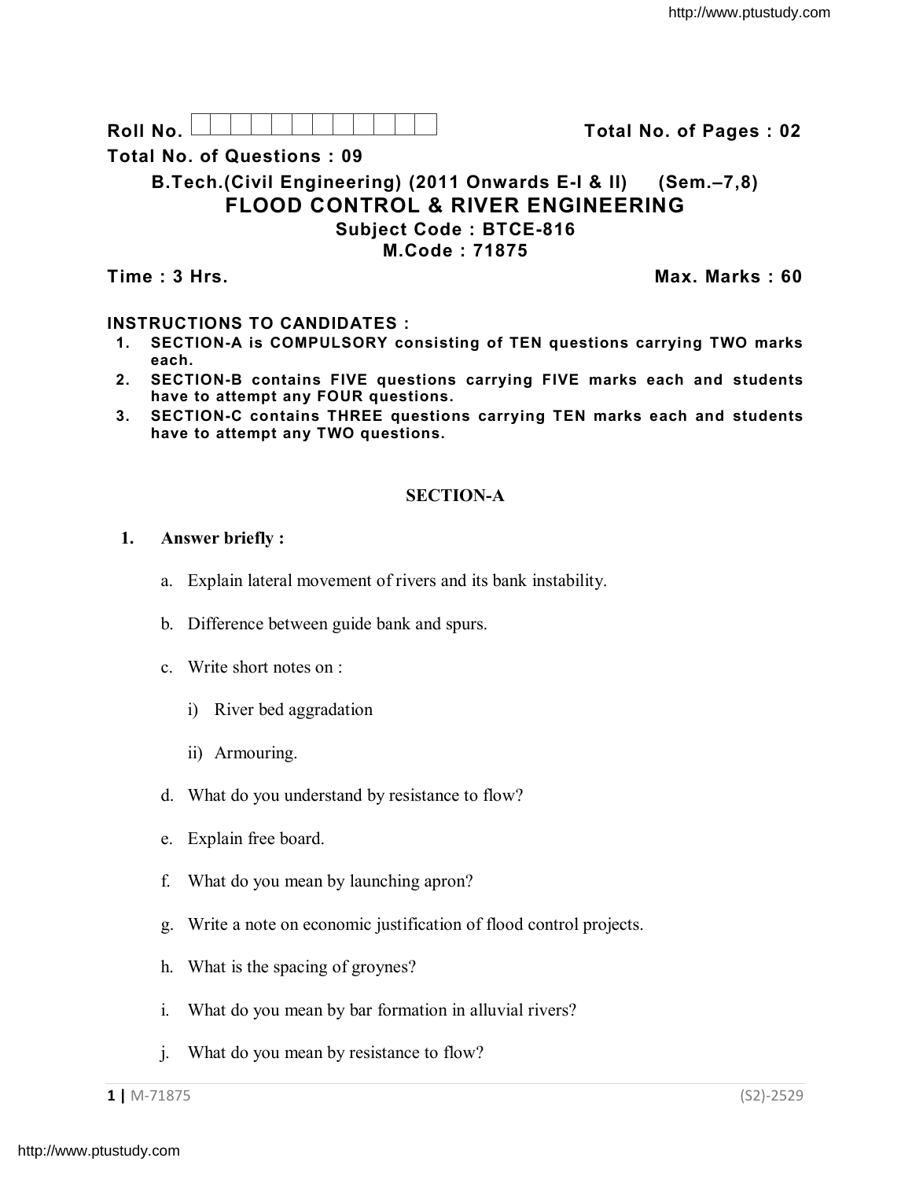Roll No. ☐☐☐☐☐☐☐☐☐☐☐☐ **Total No. of Pages : 02**

**Total No. of Questions : 09**

**B.Tech.(Civil Engineering) (2011 Onwards E-I & II) (Sem.–7,8)**

# FLOOD CONTROL & RIVER ENGINEERING

**Subject Code : BTCE-816**

**M.Code : 71875**

**Time : 3 Hrs.** **Max. Marks : 60**

**INSTRUCTIONS TO CANDIDATES :**

1. **SECTION-A is COMPULSORY consisting of TEN questions carrying TWO marks each.**
2. **SECTION-B contains FIVE questions carrying FIVE marks each and students have to attempt any FOUR questions.**
3. **SECTION-C contains THREE questions carrying TEN marks each and students have to attempt any TWO questions.**

## SECTION-A

**1. Answer briefly :**

a. Explain lateral movement of rivers and its bank instability.

b. Difference between guide bank and spurs.

c. Write short notes on :

 i) River bed aggradation

 ii) Armouring.

d. What do you understand by resistance to flow?

e. Explain free board.

f. What do you mean by launching apron?

g. Write a note on economic justification of flood control projects.

h. What is the spacing of groynes?

i. What do you mean by bar formation in alluvial rivers?

j. What do you mean by resistance to flow?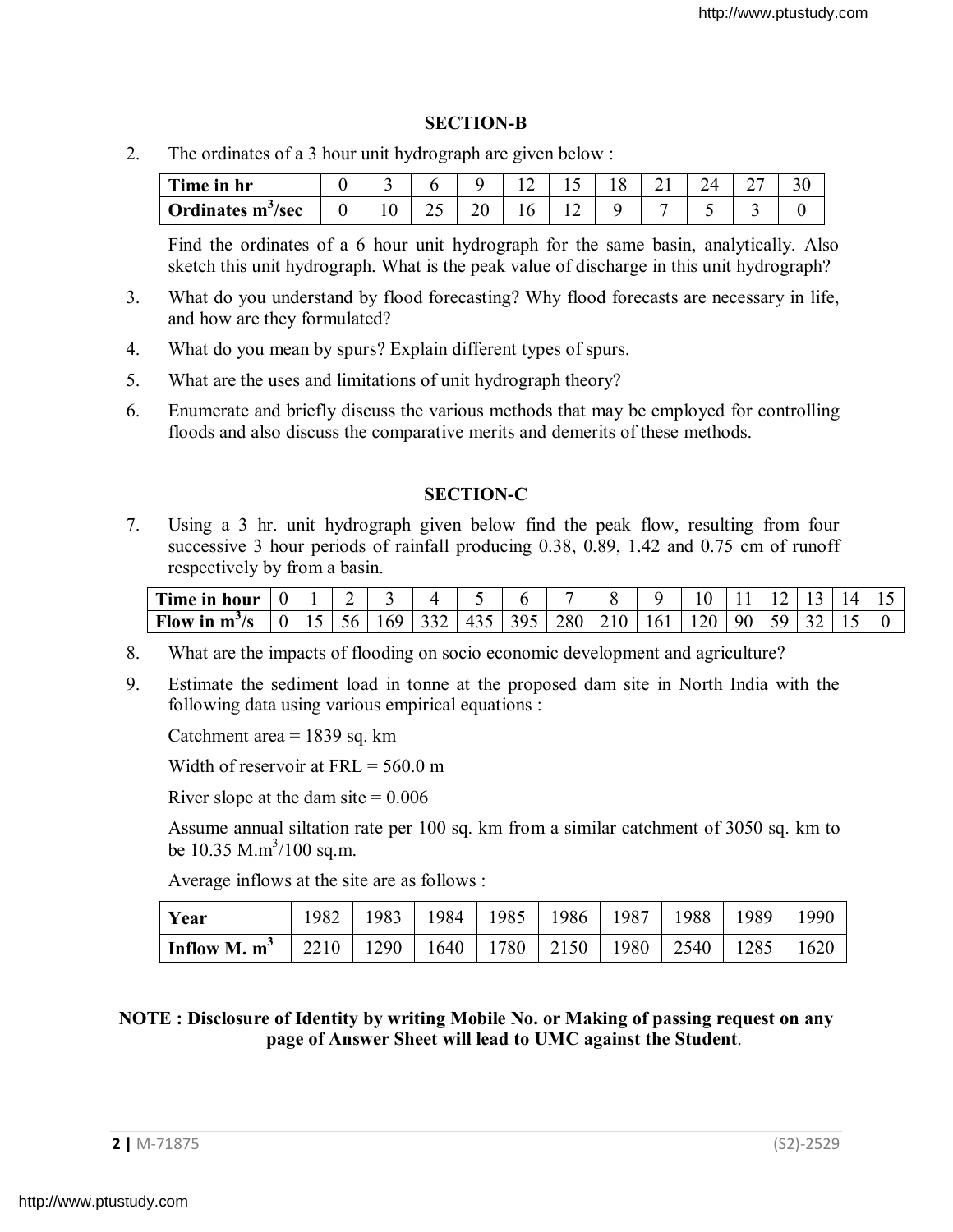## SECTION-B

2. The ordinates of a 3 hour unit hydrograph are given below :

| Time in hr | 0 | 3 | 6 | 9 | 12 | 15 | 18 | 21 | 24 | 27 | 30 |
|---|---|---|---|---|---|---|---|---|---|---|---|
| Ordinates $m^3$/sec | 0 | 10 | 25 | 20 | 16 | 12 | 9 | 7 | 5 | 3 | 0 |

   Find the ordinates of a 6 hour unit hydrograph for the same basin, analytically. Also sketch this unit hydrograph. What is the peak value of discharge in this unit hydrograph?

3. What do you understand by flood forecasting? Why flood forecasts are necessary in life, and how are they formulated?

4. What do you mean by spurs? Explain different types of spurs.

5. What are the uses and limitations of unit hydrograph theory?

6. Enumerate and briefly discuss the various methods that may be employed for controlling floods and also discuss the comparative merits and demerits of these methods.

## SECTION-C

7. Using a 3 hr. unit hydrograph given below find the peak flow, resulting from four successive 3 hour periods of rainfall producing 0.38, 0.89, 1.42 and 0.75 cm of runoff respectively by from a basin.

| Time in hour | 0 | 1 | 2 | 3 | 4 | 5 | 6 | 7 | 8 | 9 | 10 | 11 | 12 | 13 | 14 | 15 |
|---|---|---|---|---|---|---|---|---|---|---|---|---|---|---|---|---|
| Flow in $m^3$/s | 0 | 15 | 56 | 169 | 332 | 435 | 395 | 280 | 210 | 161 | 120 | 90 | 59 | 32 | 15 | 0 |

8. What are the impacts of flooding on socio economic development and agriculture?

9. Estimate the sediment load in tonne at the proposed dam site in North India with the following data using various empirical equations :

   Catchment area = 1839 sq. km

   Width of reservoir at FRL = 560.0 m

   River slope at the dam site = 0.006

   Assume annual siltation rate per 100 sq. km from a similar catchment of 3050 sq. km to be 10.35 M.$m^3$/100 sq.m.

   Average inflows at the site are as follows :

| Year | 1982 | 1983 | 1984 | 1985 | 1986 | 1987 | 1988 | 1989 | 1990 |
|---|---|---|---|---|---|---|---|---|---|
| Inflow M. $m^3$ | 2210 | 1290 | 1640 | 1780 | 2150 | 1980 | 2540 | 1285 | 1620 |

**NOTE : Disclosure of Identity by writing Mobile No. or Making of passing request on any page of Answer Sheet will lead to UMC against the Student.**